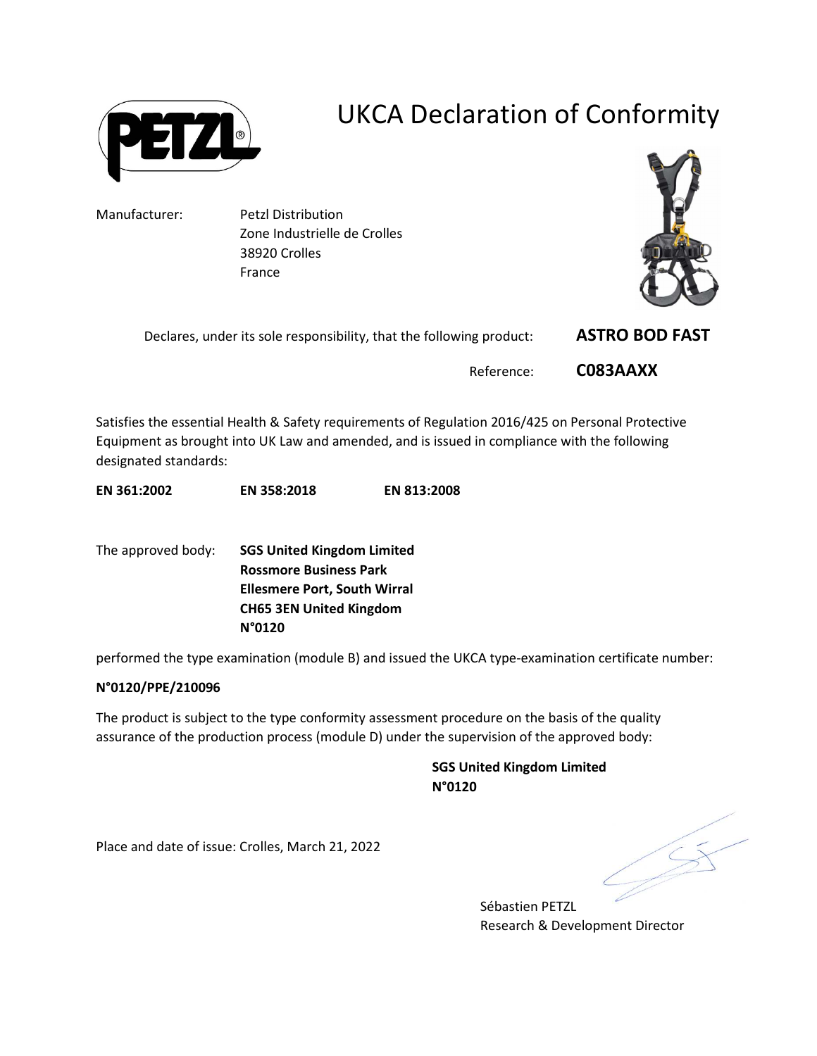# UKCA Declaration of Conformity

Manufacturer: Petzl Distribution
Zone Industrielle de Crolles
38920 Crolles
France

Declares, under its sole responsibility, that the following product: **ASTRO BOD FAST**

Reference: **C083AAXX**

Satisfies the essential Health & Safety requirements of Regulation 2016/425 on Personal Protective Equipment as brought into UK Law and amended, and is issued in compliance with the following designated standards:

**EN 361:2002** **EN 358:2018** **EN 813:2008**

The approved body: **SGS United Kingdom Limited**
**Rossmore Business Park**
**Ellesmere Port, South Wirral**
**CH65 3EN United Kingdom**
**N°0120**

performed the type examination (module B) and issued the UKCA type-examination certificate number:

**N°0120/PPE/210096**

The product is subject to the type conformity assessment procedure on the basis of the quality assurance of the production process (module D) under the supervision of the approved body:

**SGS United Kingdom Limited**
**N°0120**

Place and date of issue: Crolles, March 21, 2022

Sébastien PETZL
Research & Development Director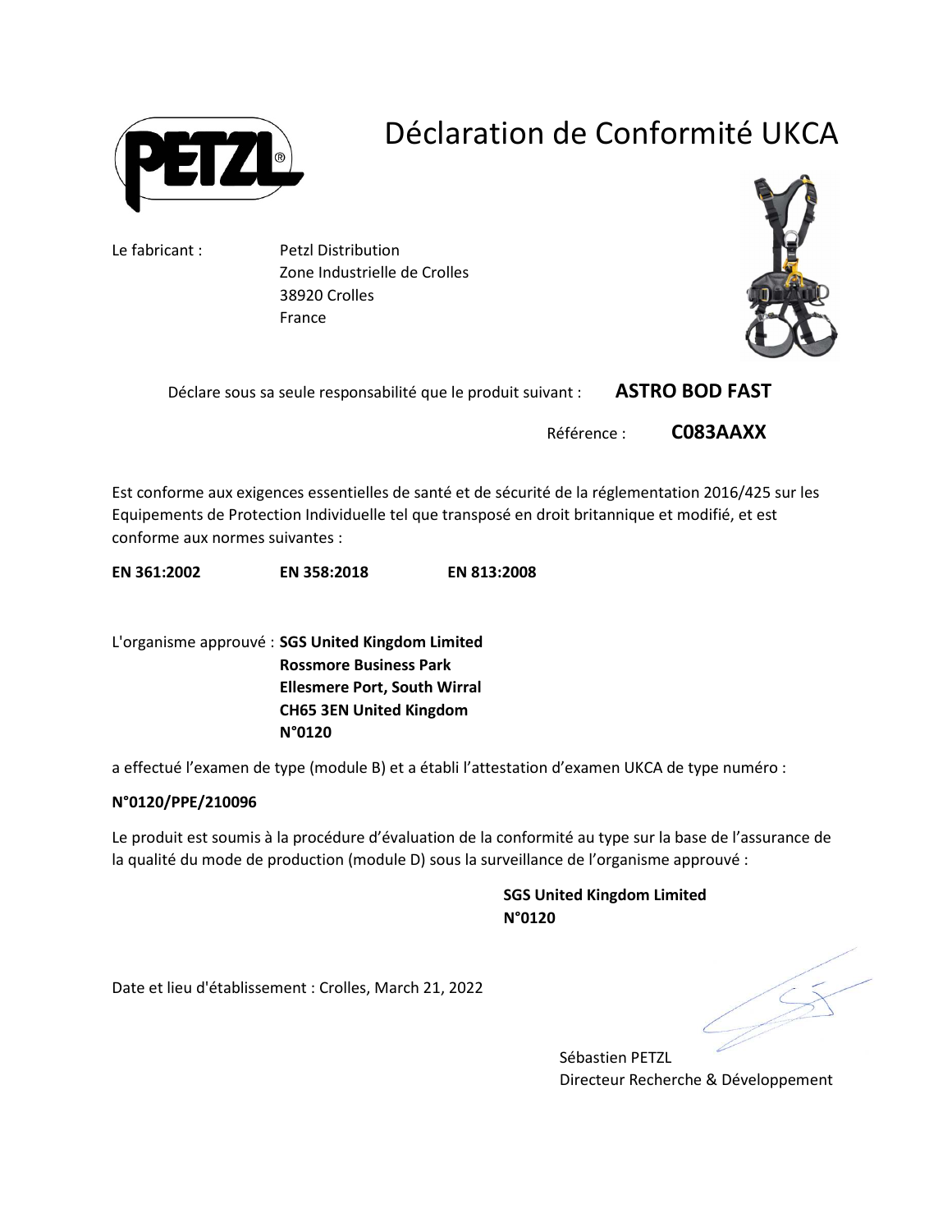# Déclaration de Conformité UKCA

Le fabricant : Petzl Distribution
Zone Industrielle de Crolles
38920 Crolles
France

Déclare sous sa seule responsabilité que le produit suivant : **ASTRO BOD FAST**

Référence : **C083AAXX**

Est conforme aux exigences essentielles de santé et de sécurité de la réglementation 2016/425 sur les Equipements de Protection Individuelle tel que transposé en droit britannique et modifié, et est conforme aux normes suivantes :

**EN 361:2002** **EN 358:2018** **EN 813:2008**

L'organisme approuvé : **SGS United Kingdom Limited**
**Rossmore Business Park**
**Ellesmere Port, South Wirral**
**CH65 3EN United Kingdom**
**N°0120**

a effectué l'examen de type (module B) et a établi l'attestation d'examen UKCA de type numéro :

**N°0120/PPE/210096**

Le produit est soumis à la procédure d'évaluation de la conformité au type sur la base de l'assurance de la qualité du mode de production (module D) sous la surveillance de l'organisme approuvé :

**SGS United Kingdom Limited**
**N°0120**

Date et lieu d'établissement : Crolles, March 21, 2022

Sébastien PETZL
Directeur Recherche & Développement